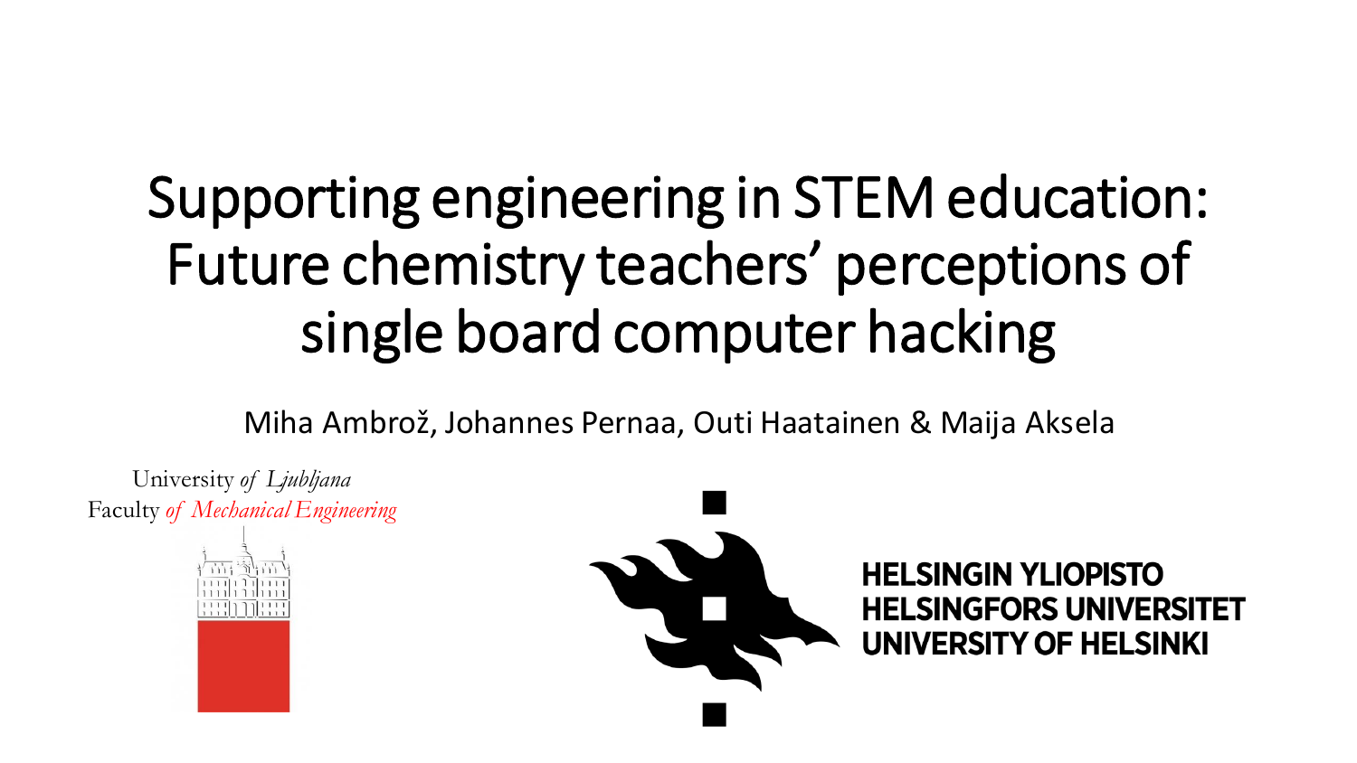# Supporting engineering in STEM education: Future chemistry teachers' perceptions of single board computer hacking

Miha Ambrož, Johannes Pernaa, Outi Haatainen & Maija Aksela

University *of Ljubljana*
Faculty *of Mechanical Engineering*

HELSINGIN YLIOPISTO
HELSINGFORS UNIVERSITET
UNIVERSITY OF HELSINKI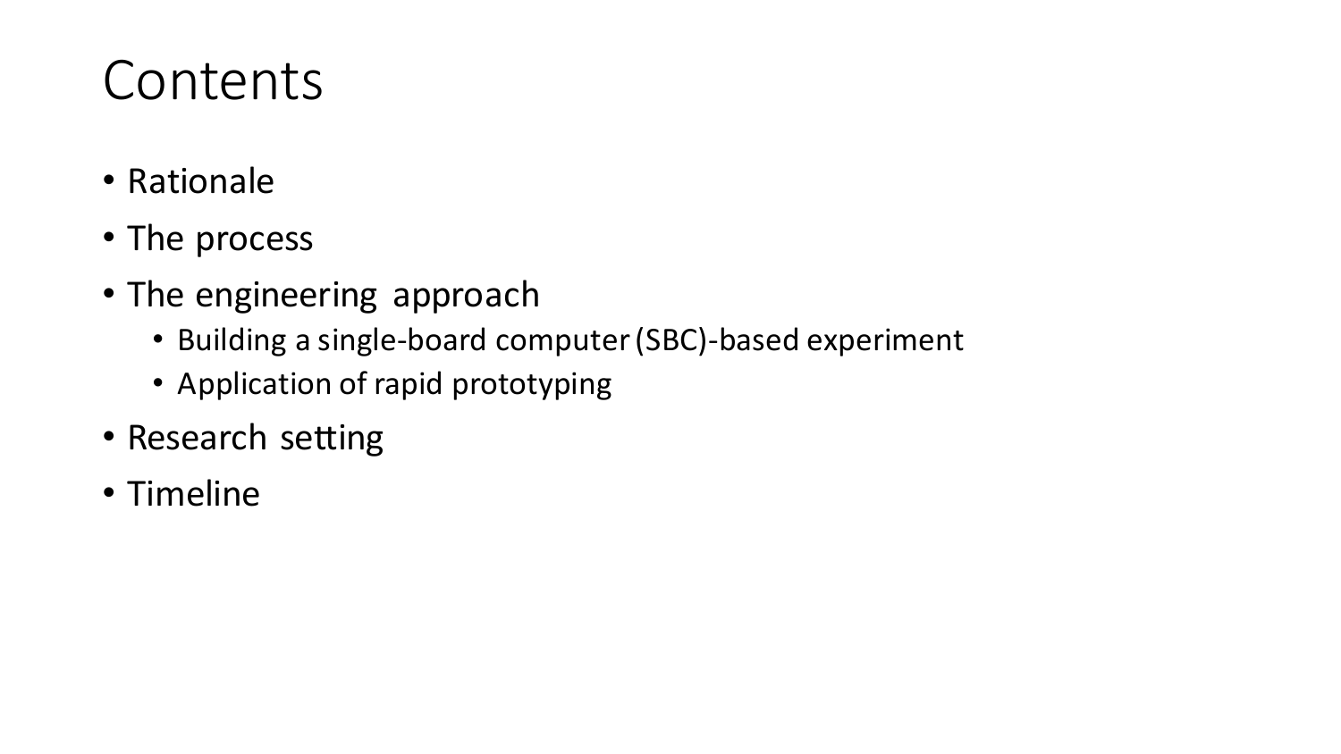# Contents

- Rationale
- The process
- The engineering approach
  - Building a single-board computer (SBC)-based experiment
  - Application of rapid prototyping
- Research setting
- Timeline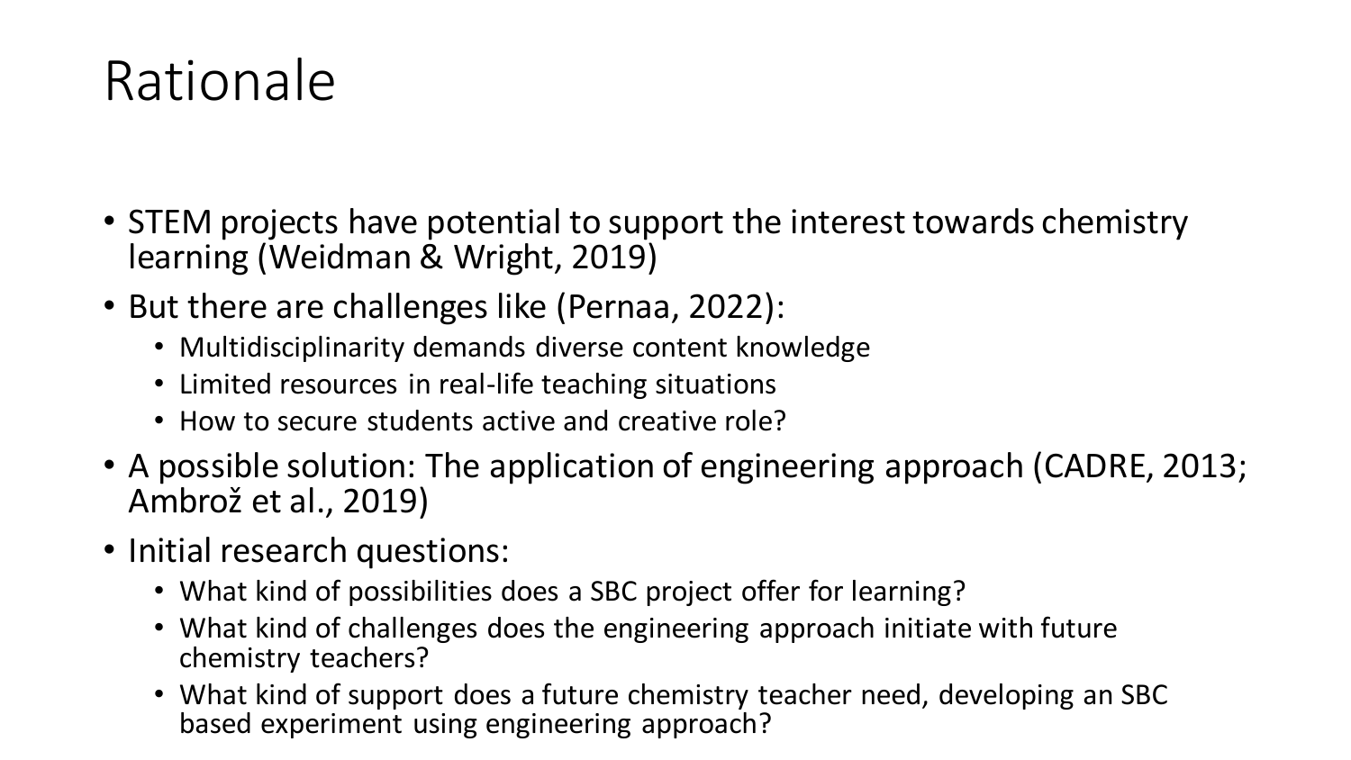# Rationale

- STEM projects have potential to support the interest towards chemistry learning (Weidman & Wright, 2019)
- But there are challenges like (Pernaa, 2022):
  - Multidisciplinarity demands diverse content knowledge
  - Limited resources in real-life teaching situations
  - How to secure students active and creative role?
- A possible solution: The application of engineering approach (CADRE, 2013; Ambrož et al., 2019)
- Initial research questions:
  - What kind of possibilities does a SBC project offer for learning?
  - What kind of challenges does the engineering approach initiate with future chemistry teachers?
  - What kind of support does a future chemistry teacher need, developing an SBC based experiment using engineering approach?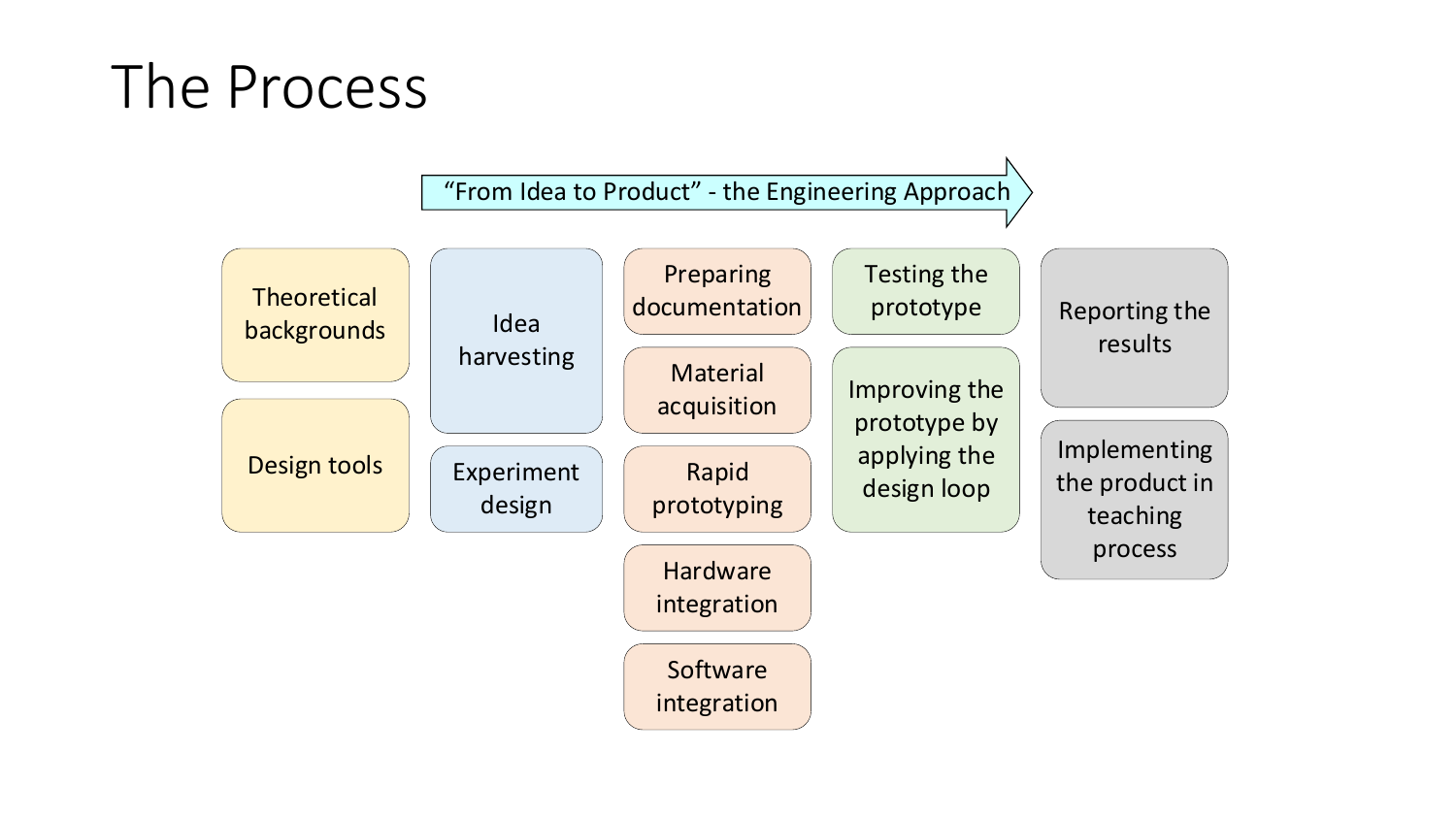# The Process

"From Idea to Product" - the Engineering Approach

- Theoretical backgrounds
- Design tools

- Idea harvesting
- Experiment design

- Preparing documentation
- Material acquisition
- Rapid prototyping
- Hardware integration
- Software integration

- Testing the prototype
- Improving the prototype by applying the design loop

- Reporting the results
- Implementing the product in teaching process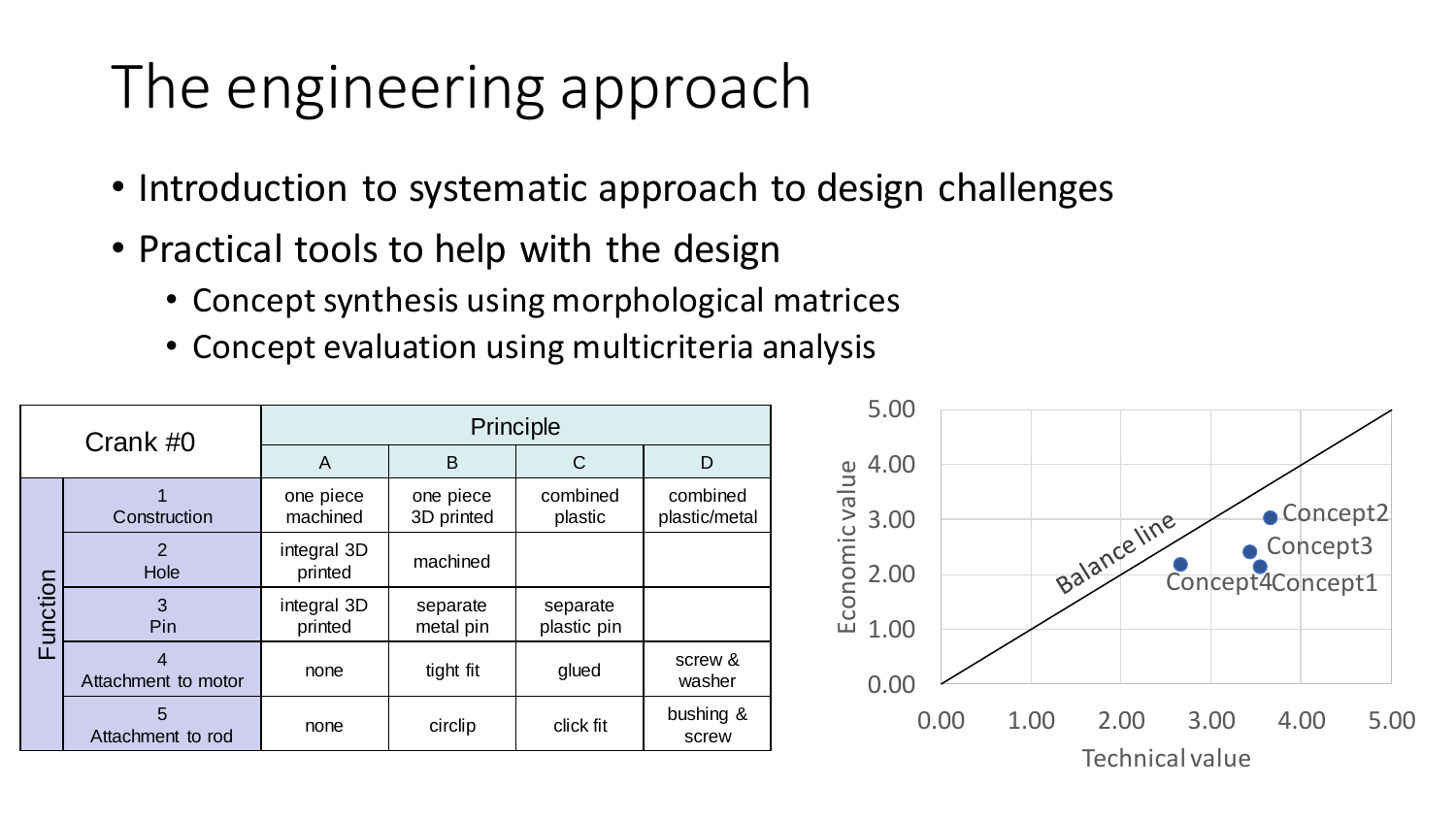# The engineering approach

- Introduction to systematic approach to design challenges
- Practical tools to help with the design
  - Concept synthesis using morphological matrices
  - Concept evaluation using multicriteria analysis

| Crank #0 | | Principle | | | |
|---|---|---|---|---|---|
| | | A | B | C | D |
| Function | 1 Construction | one piece machined | one piece 3D printed | combined plastic | combined plastic/metal |
| | 2 Hole | integral 3D printed | machined | | |
| | 3 Pin | integral 3D printed | separate metal pin | separate plastic pin | |
| | 4 Attachment to motor | none | tight fit | glued | screw & washer |
| | 5 Attachment to rod | none | circlip | click fit | bushing & screw |

Economic value vs. Technical value (axes 0.00–5.00), with Balance line and points: Concept2, Concept3, Concept4, Concept1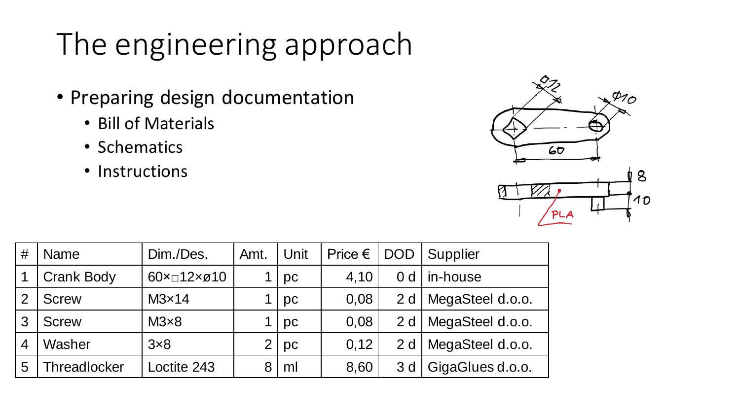# The engineering approach

- Preparing design documentation
  - Bill of Materials
  - Schematics
  - Instructions

| # | Name | Dim./Des. | Amt. | Unit | Price € | DOD | Supplier |
|---|---|---|---|---|---|---|---|
| 1 | Crank Body | 60×□12×ø10 | 1 | pc | 4,10 | 0 d | in-house |
| 2 | Screw | M3×14 | 1 | pc | 0,08 | 2 d | MegaSteel d.o.o. |
| 3 | Screw | M3×8 | 1 | pc | 0,08 | 2 d | MegaSteel d.o.o. |
| 4 | Washer | 3×8 | 2 | pc | 0,12 | 2 d | MegaSteel d.o.o. |
| 5 | Threadlocker | Loctite 243 | 8 | ml | 8,60 | 3 d | GigaGlues d.o.o. |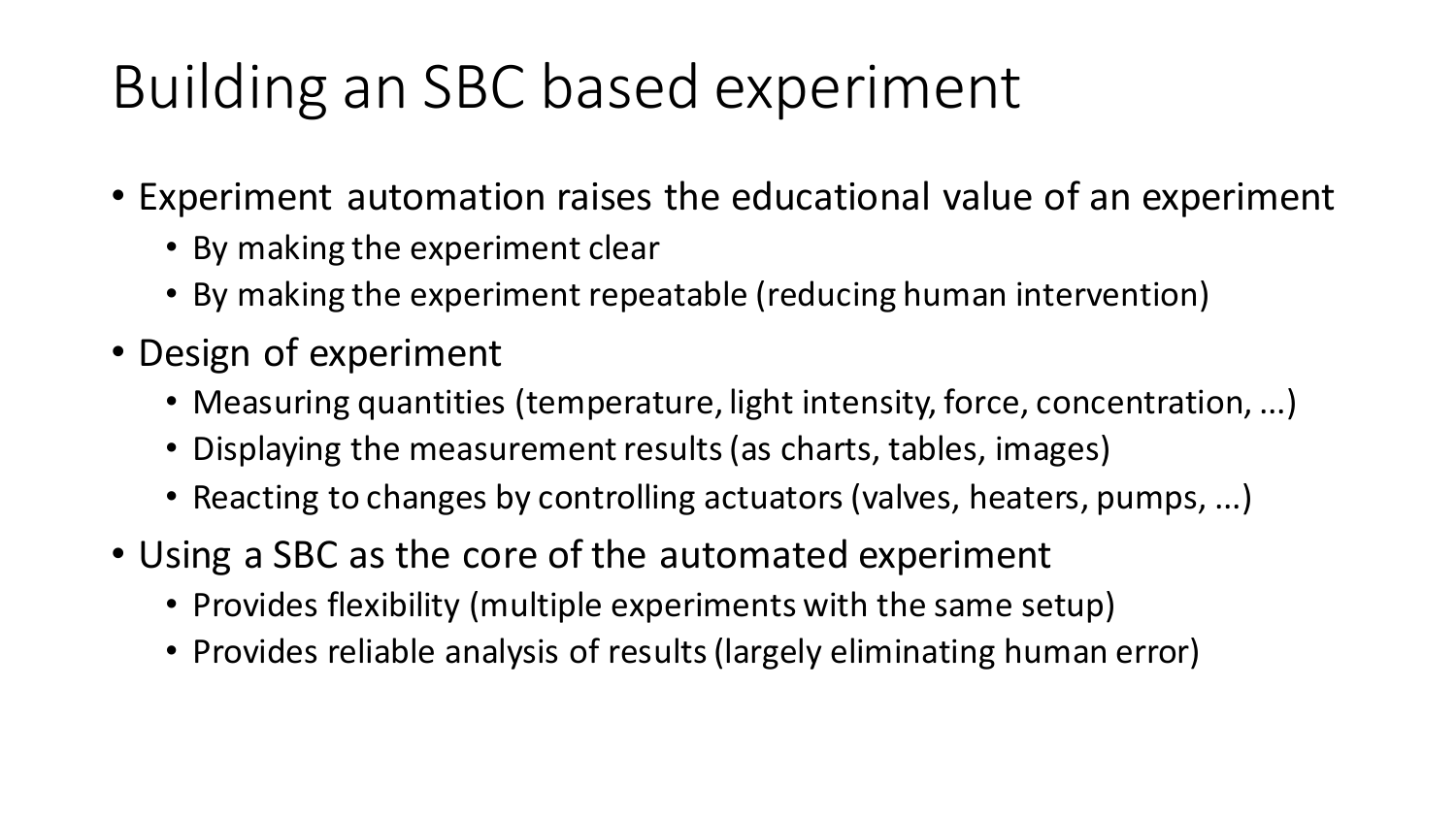# Building an SBC based experiment

- Experiment automation raises the educational value of an experiment
  - By making the experiment clear
  - By making the experiment repeatable (reducing human intervention)
- Design of experiment
  - Measuring quantities (temperature, light intensity, force, concentration, ...)
  - Displaying the measurement results (as charts, tables, images)
  - Reacting to changes by controlling actuators (valves, heaters, pumps, ...)
- Using a SBC as the core of the automated experiment
  - Provides flexibility (multiple experiments with the same setup)
  - Provides reliable analysis of results (largely eliminating human error)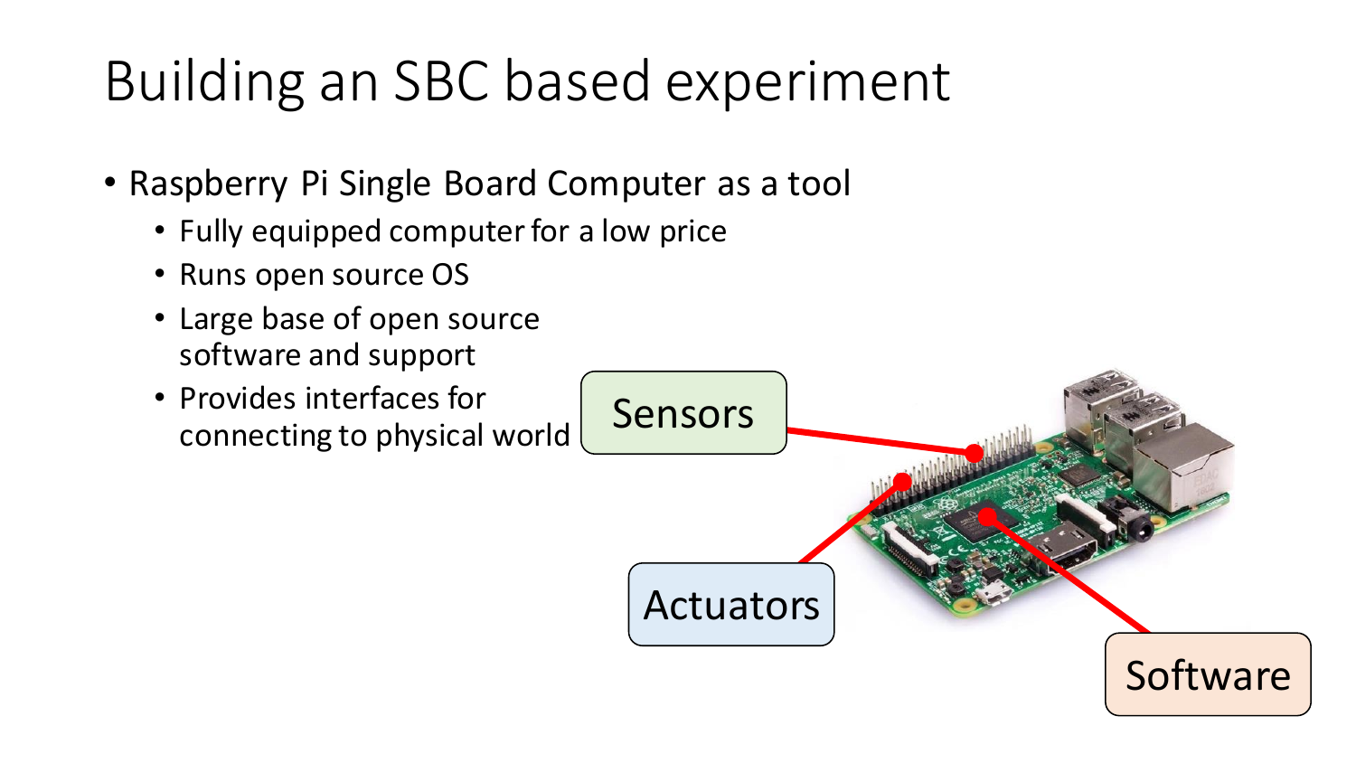# Building an SBC based experiment

- Raspberry Pi Single Board Computer as a tool
  - Fully equipped computer for a low price
  - Runs open source OS
  - Large base of open source software and support
  - Provides interfaces for connecting to physical world

Sensors

Actuators

Software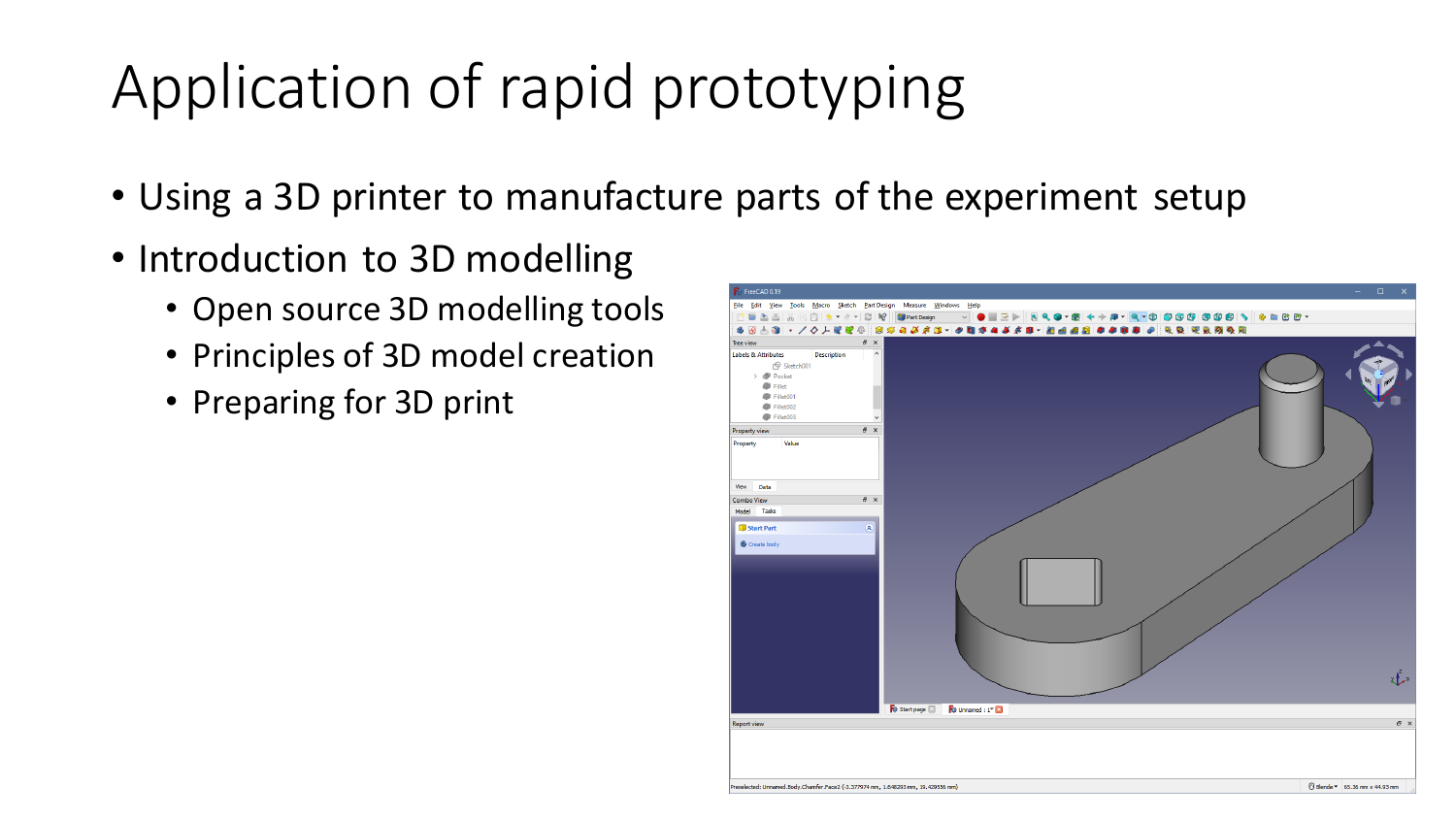# Application of rapid prototyping

- Using a 3D printer to manufacture parts of the experiment setup
- Introduction to 3D modelling
  - Open source 3D modelling tools
  - Principles of 3D model creation
  - Preparing for 3D print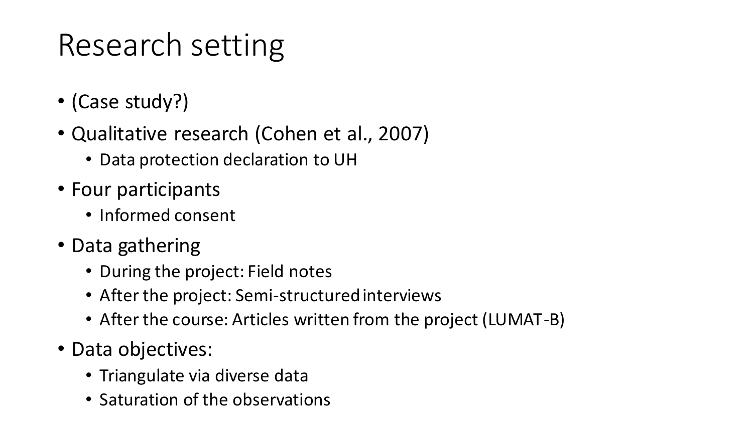# Research setting

- (Case study?)
- Qualitative research (Cohen et al., 2007)
  - Data protection declaration to UH
- Four participants
  - Informed consent
- Data gathering
  - During the project: Field notes
  - After the project: Semi-structured interviews
  - After the course: Articles written from the project (LUMAT-B)
- Data objectives:
  - Triangulate via diverse data
  - Saturation of the observations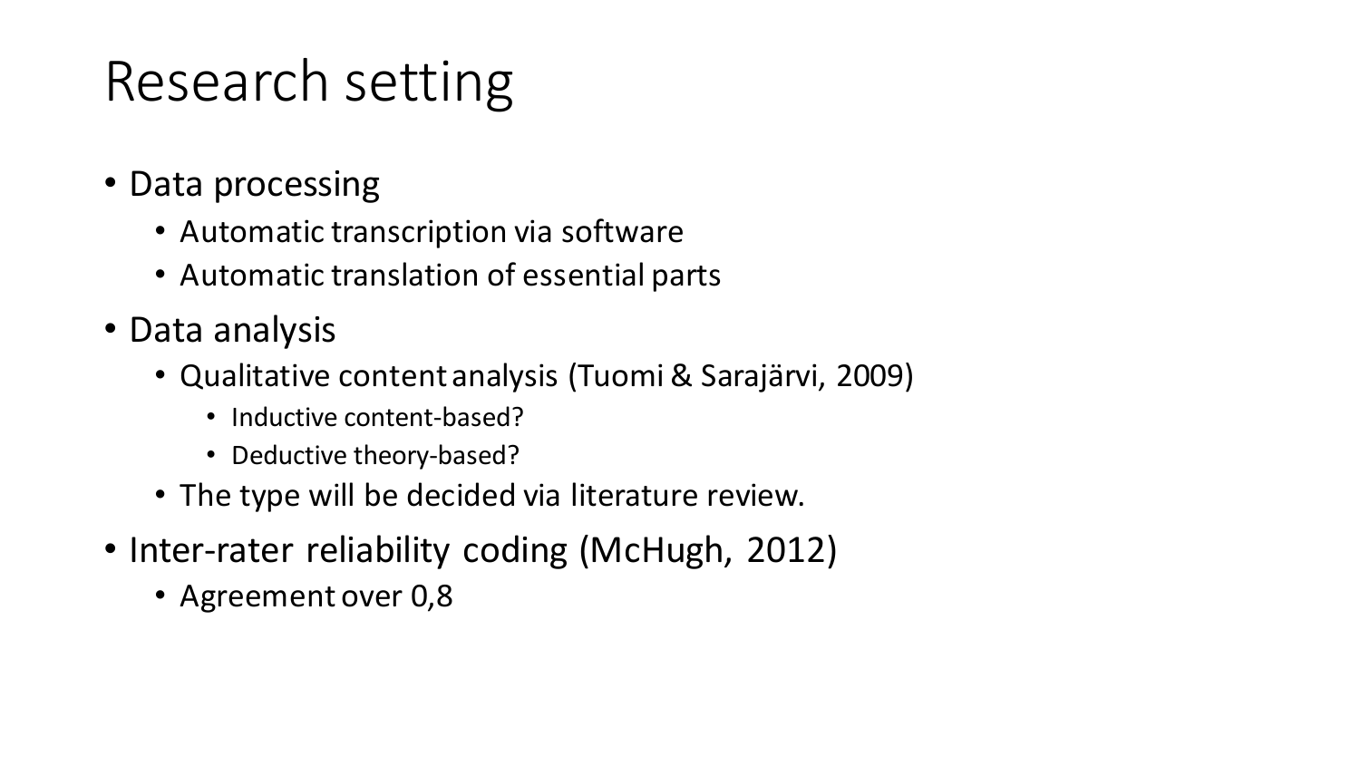# Research setting

- Data processing
  - Automatic transcription via software
  - Automatic translation of essential parts
- Data analysis
  - Qualitative content analysis (Tuomi & Sarajärvi, 2009)
    - Inductive content-based?
    - Deductive theory-based?
  - The type will be decided via literature review.
- Inter-rater reliability coding (McHugh, 2012)
  - Agreement over 0,8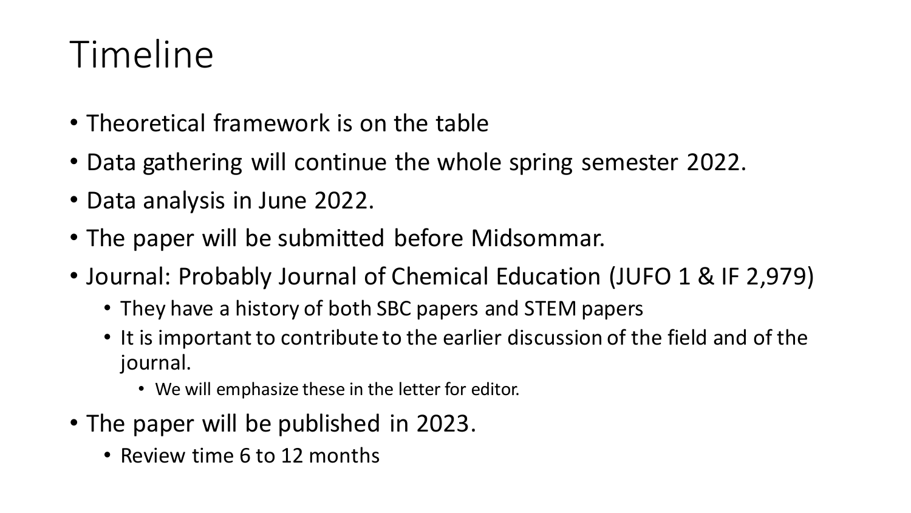# Timeline

- Theoretical framework is on the table
- Data gathering will continue the whole spring semester 2022.
- Data analysis in June 2022.
- The paper will be submitted before Midsommar.
- Journal: Probably Journal of Chemical Education (JUFO 1 & IF 2,979)
  - They have a history of both SBC papers and STEM papers
  - It is important to contribute to the earlier discussion of the field and of the journal.
    - We will emphasize these in the letter for editor.
- The paper will be published in 2023.
  - Review time 6 to 12 months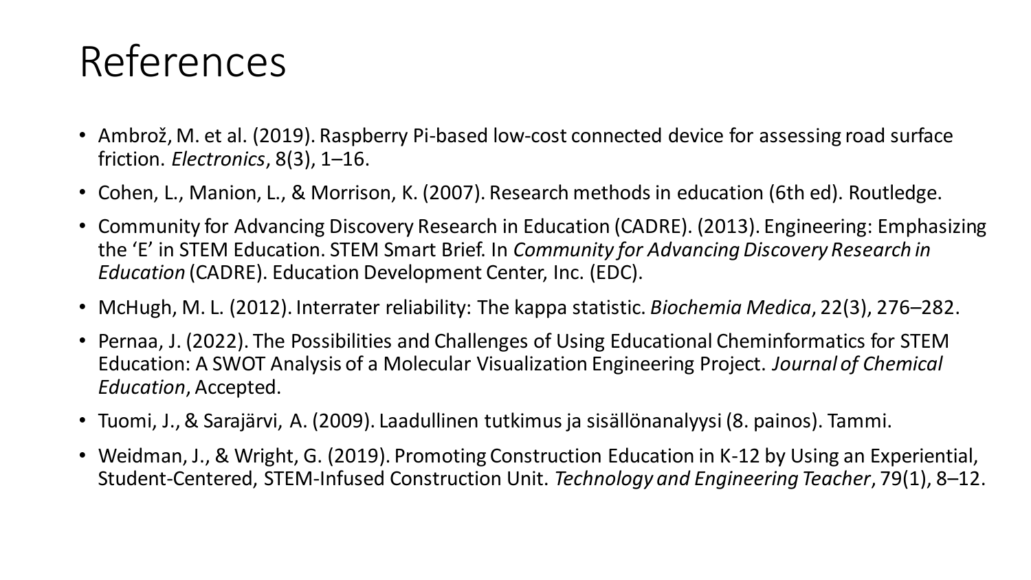# References

- Ambrož, M. et al. (2019). Raspberry Pi-based low-cost connected device for assessing road surface friction. *Electronics*, 8(3), 1–16.
- Cohen, L., Manion, L., & Morrison, K. (2007). Research methods in education (6th ed). Routledge.
- Community for Advancing Discovery Research in Education (CADRE). (2013). Engineering: Emphasizing the 'E' in STEM Education. STEM Smart Brief. In *Community for Advancing Discovery Research in Education* (CADRE). Education Development Center, Inc. (EDC).
- McHugh, M. L. (2012). Interrater reliability: The kappa statistic. *Biochemia Medica*, 22(3), 276–282.
- Pernaa, J. (2022). The Possibilities and Challenges of Using Educational Cheminformatics for STEM Education: A SWOT Analysis of a Molecular Visualization Engineering Project. *Journal of Chemical Education*, Accepted.
- Tuomi, J., & Sarajärvi, A. (2009). Laadullinen tutkimus ja sisällönanalyysi (8. painos). Tammi.
- Weidman, J., & Wright, G. (2019). Promoting Construction Education in K-12 by Using an Experiential, Student-Centered, STEM-Infused Construction Unit. *Technology and Engineering Teacher*, 79(1), 8–12.